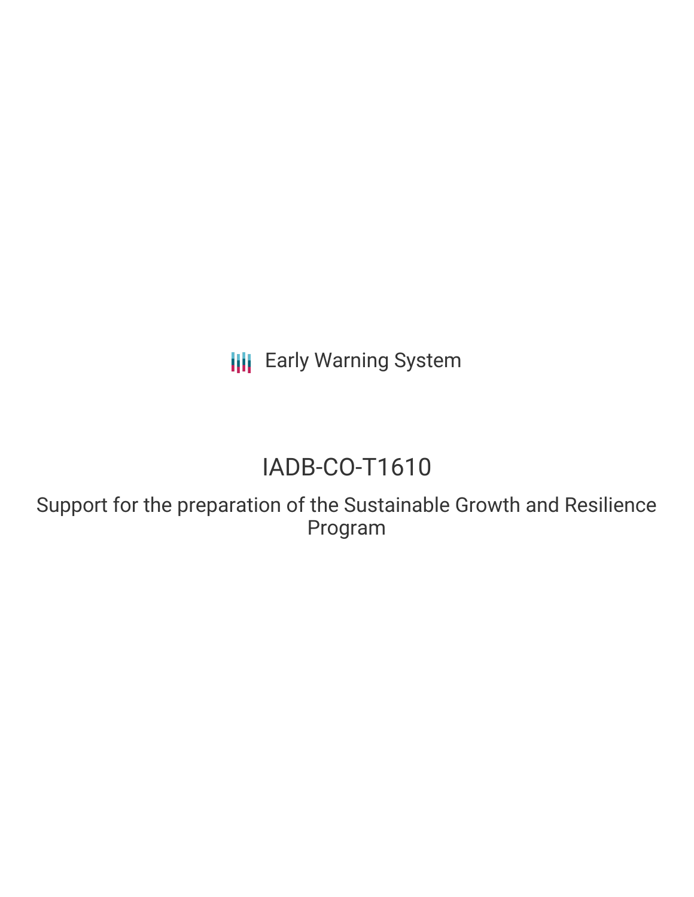Early Warning System

# IADB-CO-T1610

## Support for the preparation of the Sustainable Growth and Resilience Program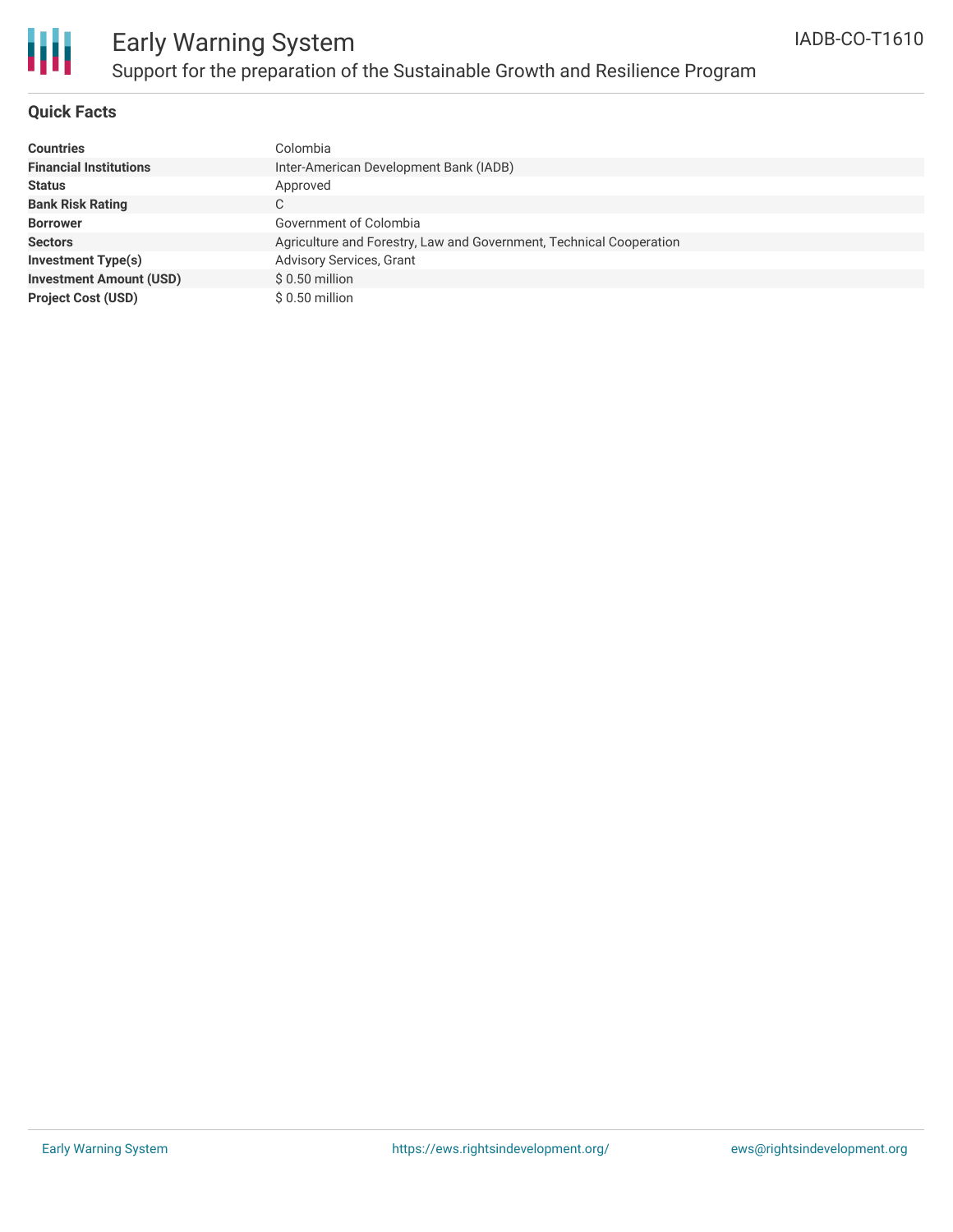# Early Warning System

## Support for the preparation of the Sustainable Growth and Resilience Program

IADB-CO-T1610

### Quick Facts

| | |
|---|---|
| **Countries** | Colombia |
| **Financial Institutions** | Inter-American Development Bank (IADB) |
| **Status** | Approved |
| **Bank Risk Rating** | C |
| **Borrower** | Government of Colombia |
| **Sectors** | Agriculture and Forestry, Law and Government, Technical Cooperation |
| **Investment Type(s)** | Advisory Services, Grant |
| **Investment Amount (USD)** | $ 0.50 million |
| **Project Cost (USD)** | $ 0.50 million |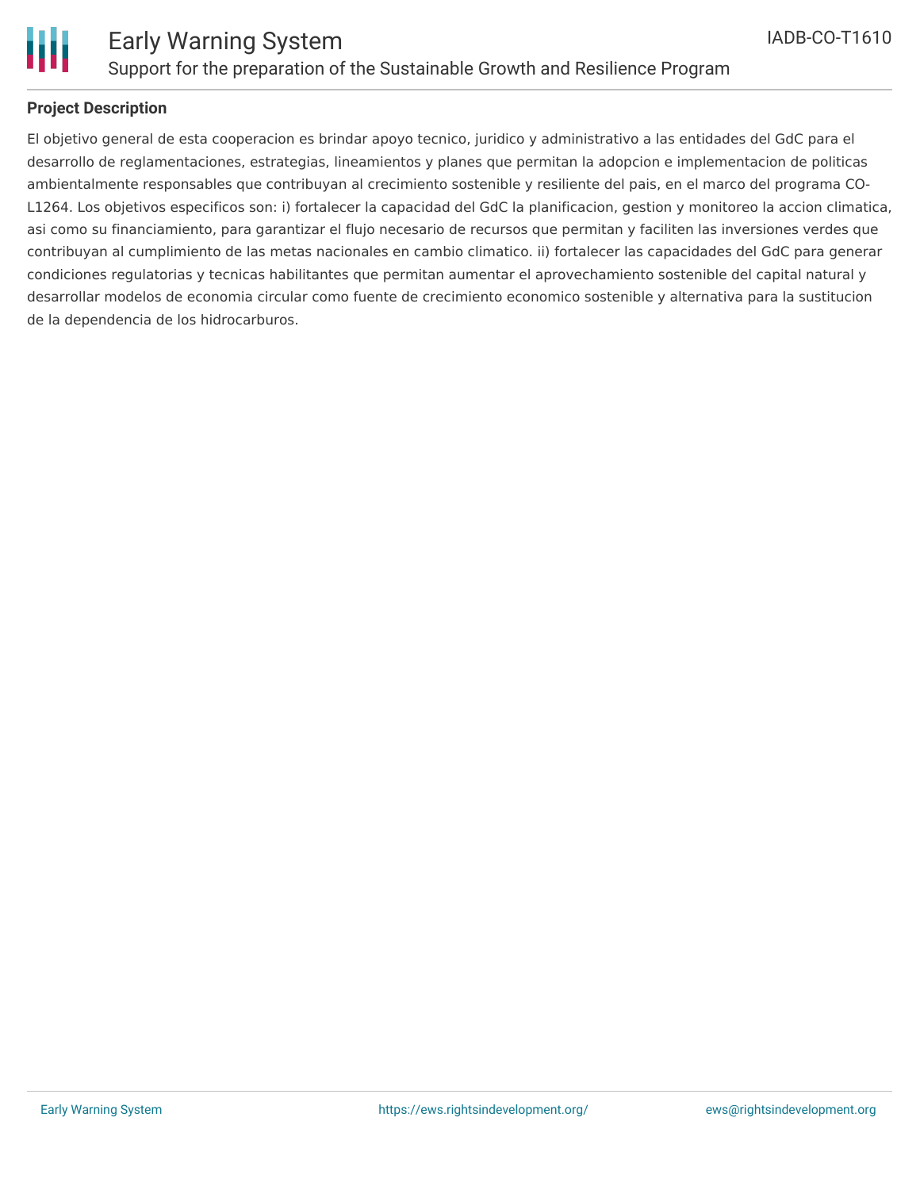**Project Description**

El objetivo general de esta cooperacion es brindar apoyo tecnico, juridico y administrativo a las entidades del GdC para el desarrollo de reglamentaciones, estrategias, lineamientos y planes que permitan la adopcion e implementacion de politicas ambientalmente responsables que contribuyan al crecimiento sostenible y resiliente del pais, en el marco del programa CO-L1264. Los objetivos especificos son: i) fortalecer la capacidad del GdC la planificacion, gestion y monitoreo la accion climatica, asi como su financiamiento, para garantizar el flujo necesario de recursos que permitan y faciliten las inversiones verdes que contribuyan al cumplimiento de las metas nacionales en cambio climatico. ii) fortalecer las capacidades del GdC para generar condiciones regulatorias y tecnicas habilitantes que permitan aumentar el aprovechamiento sostenible del capital natural y desarrollar modelos de economia circular como fuente de crecimiento economico sostenible y alternativa para la sustitucion de la dependencia de los hidrocarburos.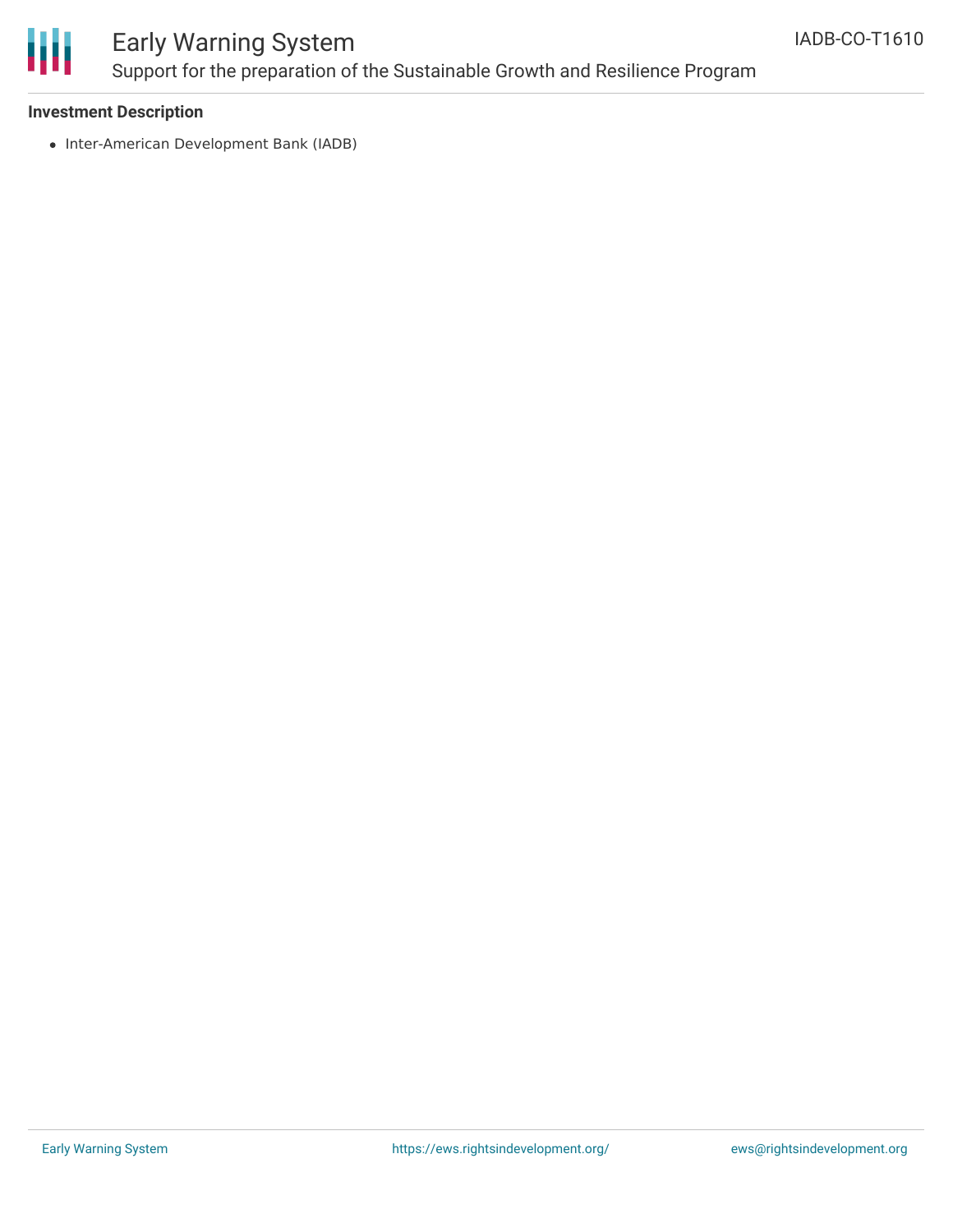**Investment Description**

- Inter-American Development Bank (IADB)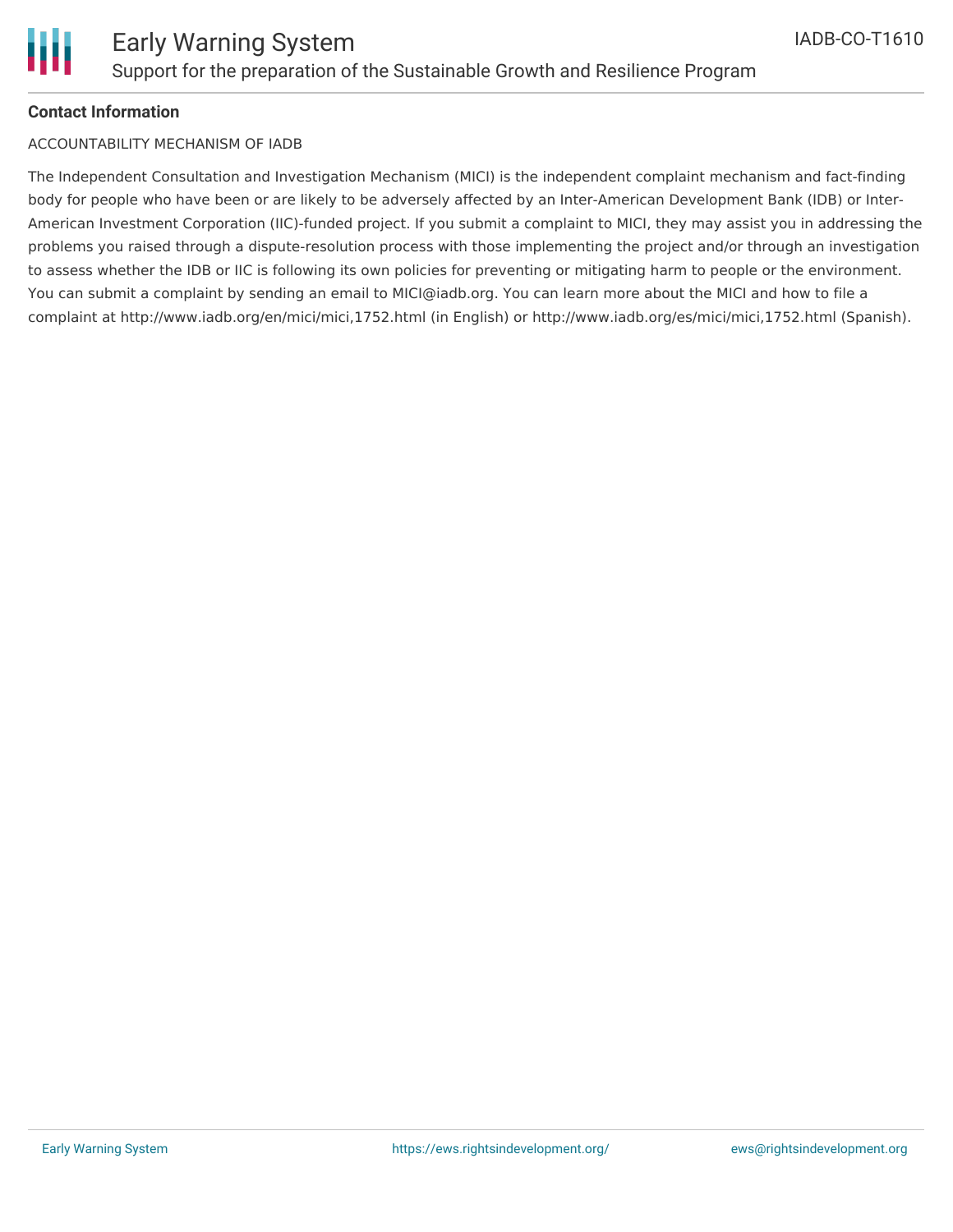**Contact Information**

ACCOUNTABILITY MECHANISM OF IADB

The Independent Consultation and Investigation Mechanism (MICI) is the independent complaint mechanism and fact-finding body for people who have been or are likely to be adversely affected by an Inter-American Development Bank (IDB) or Inter-American Investment Corporation (IIC)-funded project. If you submit a complaint to MICI, they may assist you in addressing the problems you raised through a dispute-resolution process with those implementing the project and/or through an investigation to assess whether the IDB or IIC is following its own policies for preventing or mitigating harm to people or the environment. You can submit a complaint by sending an email to MICI@iadb.org. You can learn more about the MICI and how to file a complaint at http://www.iadb.org/en/mici/mici,1752.html (in English) or http://www.iadb.org/es/mici/mici,1752.html (Spanish).